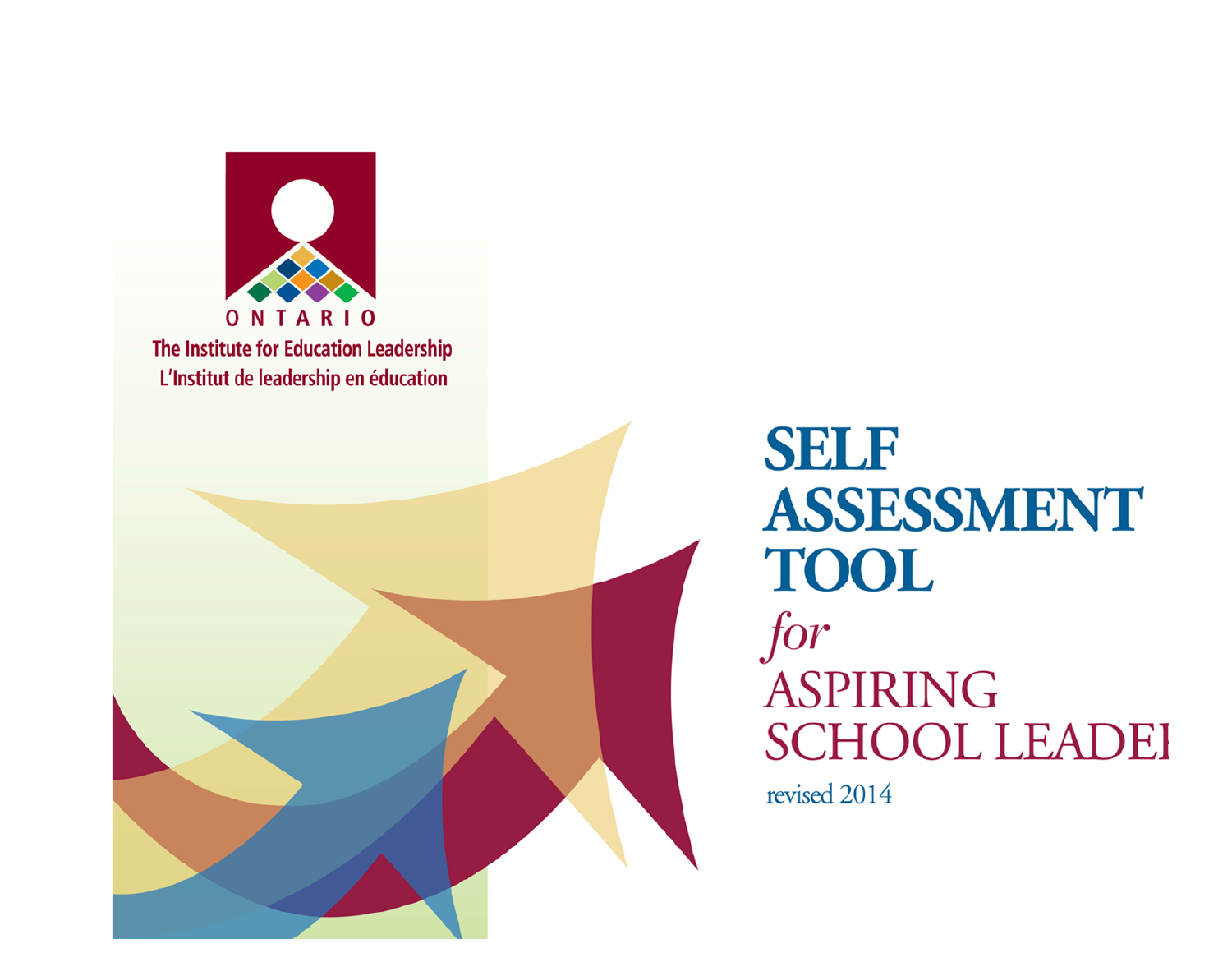ONTARIO

The Institute for Education Leadership

L'Institut de leadership en éducation

# SELF ASSESSMENT TOOL *for* ASPIRING SCHOOL LEADEI

revised 2014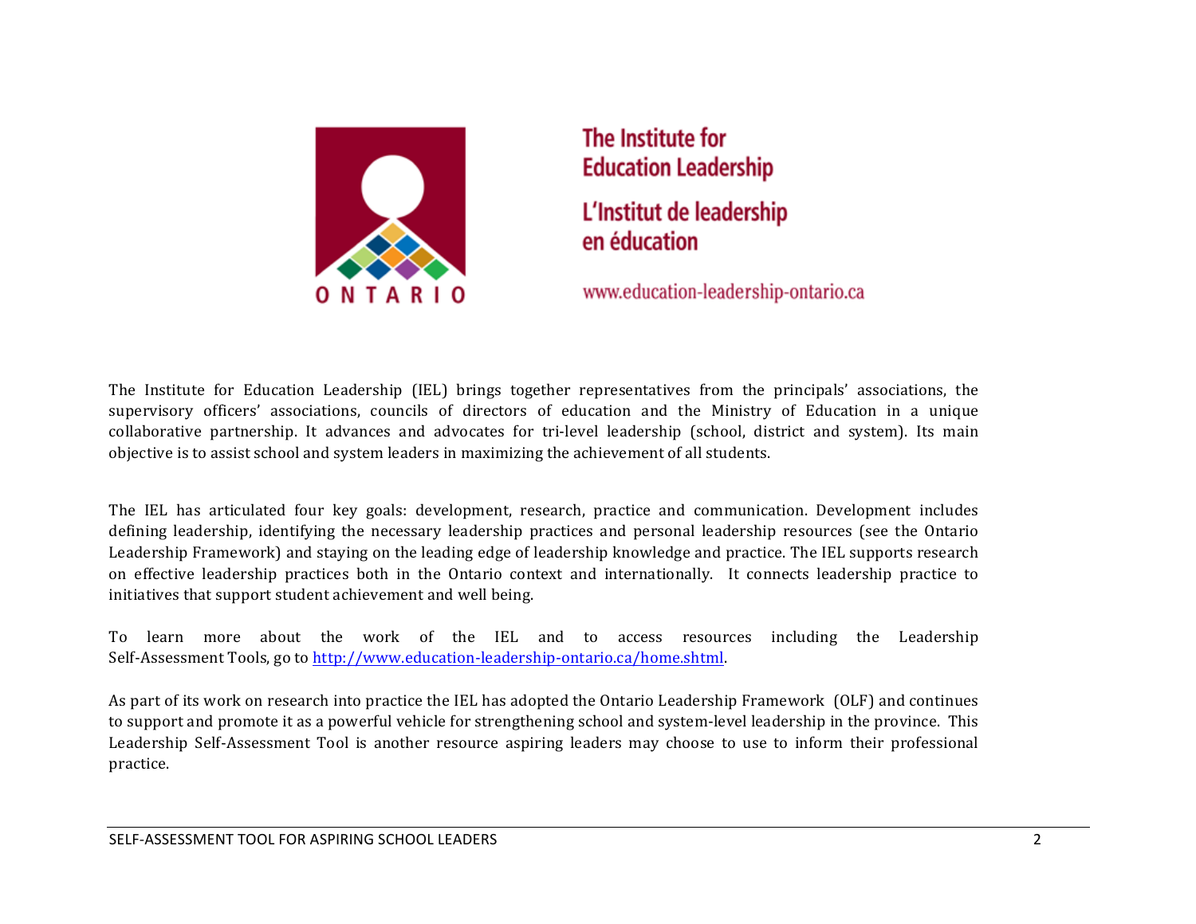The Institute for Education Leadership

L'Institut de leadership en éducation

www.education-leadership-ontario.ca

The Institute for Education Leadership (IEL) brings together representatives from the principals' associations, the supervisory officers' associations, councils of directors of education and the Ministry of Education in a unique collaborative partnership. It advances and advocates for tri-level leadership (school, district and system). Its main objective is to assist school and system leaders in maximizing the achievement of all students.

The IEL has articulated four key goals: development, research, practice and communication. Development includes defining leadership, identifying the necessary leadership practices and personal leadership resources (see the Ontario Leadership Framework) and staying on the leading edge of leadership knowledge and practice. The IEL supports research on effective leadership practices both in the Ontario context and internationally. It connects leadership practice to initiatives that support student achievement and well being.

To learn more about the work of the IEL and to access resources including the Leadership Self-Assessment Tools, go to http://www.education-leadership-ontario.ca/home.shtml.

As part of its work on research into practice the IEL has adopted the Ontario Leadership Framework (OLF) and continues to support and promote it as a powerful vehicle for strengthening school and system-level leadership in the province. This Leadership Self-Assessment Tool is another resource aspiring leaders may choose to use to inform their professional practice.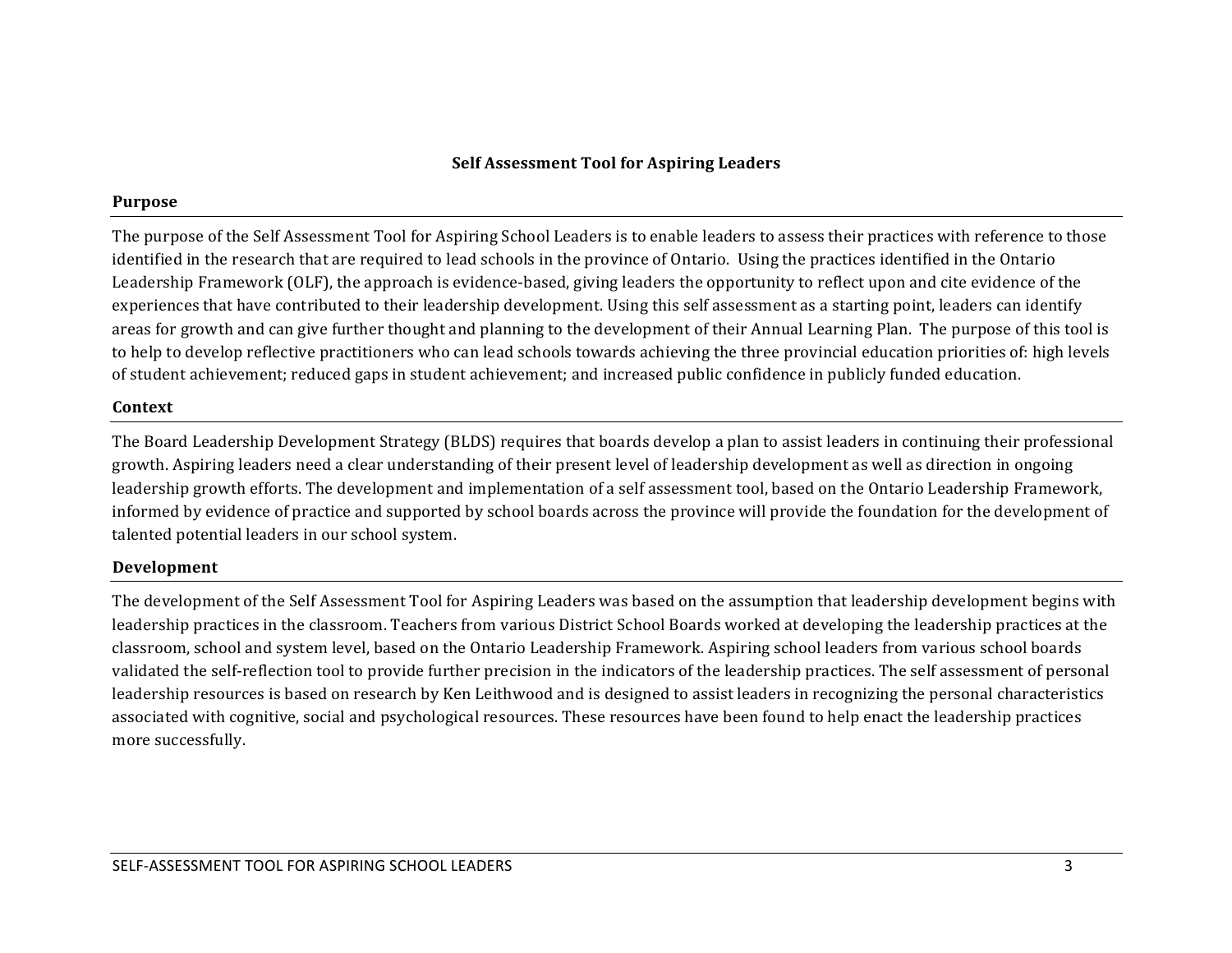# Self Assessment Tool for Aspiring Leaders

## Purpose

The purpose of the Self Assessment Tool for Aspiring School Leaders is to enable leaders to assess their practices with reference to those identified in the research that are required to lead schools in the province of Ontario. Using the practices identified in the Ontario Leadership Framework (OLF), the approach is evidence-based, giving leaders the opportunity to reflect upon and cite evidence of the experiences that have contributed to their leadership development. Using this self assessment as a starting point, leaders can identify areas for growth and can give further thought and planning to the development of their Annual Learning Plan. The purpose of this tool is to help to develop reflective practitioners who can lead schools towards achieving the three provincial education priorities of: high levels of student achievement; reduced gaps in student achievement; and increased public confidence in publicly funded education.

## Context

The Board Leadership Development Strategy (BLDS) requires that boards develop a plan to assist leaders in continuing their professional growth. Aspiring leaders need a clear understanding of their present level of leadership development as well as direction in ongoing leadership growth efforts. The development and implementation of a self assessment tool, based on the Ontario Leadership Framework, informed by evidence of practice and supported by school boards across the province will provide the foundation for the development of talented potential leaders in our school system.

## Development

The development of the Self Assessment Tool for Aspiring Leaders was based on the assumption that leadership development begins with leadership practices in the classroom. Teachers from various District School Boards worked at developing the leadership practices at the classroom, school and system level, based on the Ontario Leadership Framework. Aspiring school leaders from various school boards validated the self-reflection tool to provide further precision in the indicators of the leadership practices. The self assessment of personal leadership resources is based on research by Ken Leithwood and is designed to assist leaders in recognizing the personal characteristics associated with cognitive, social and psychological resources. These resources have been found to help enact the leadership practices more successfully.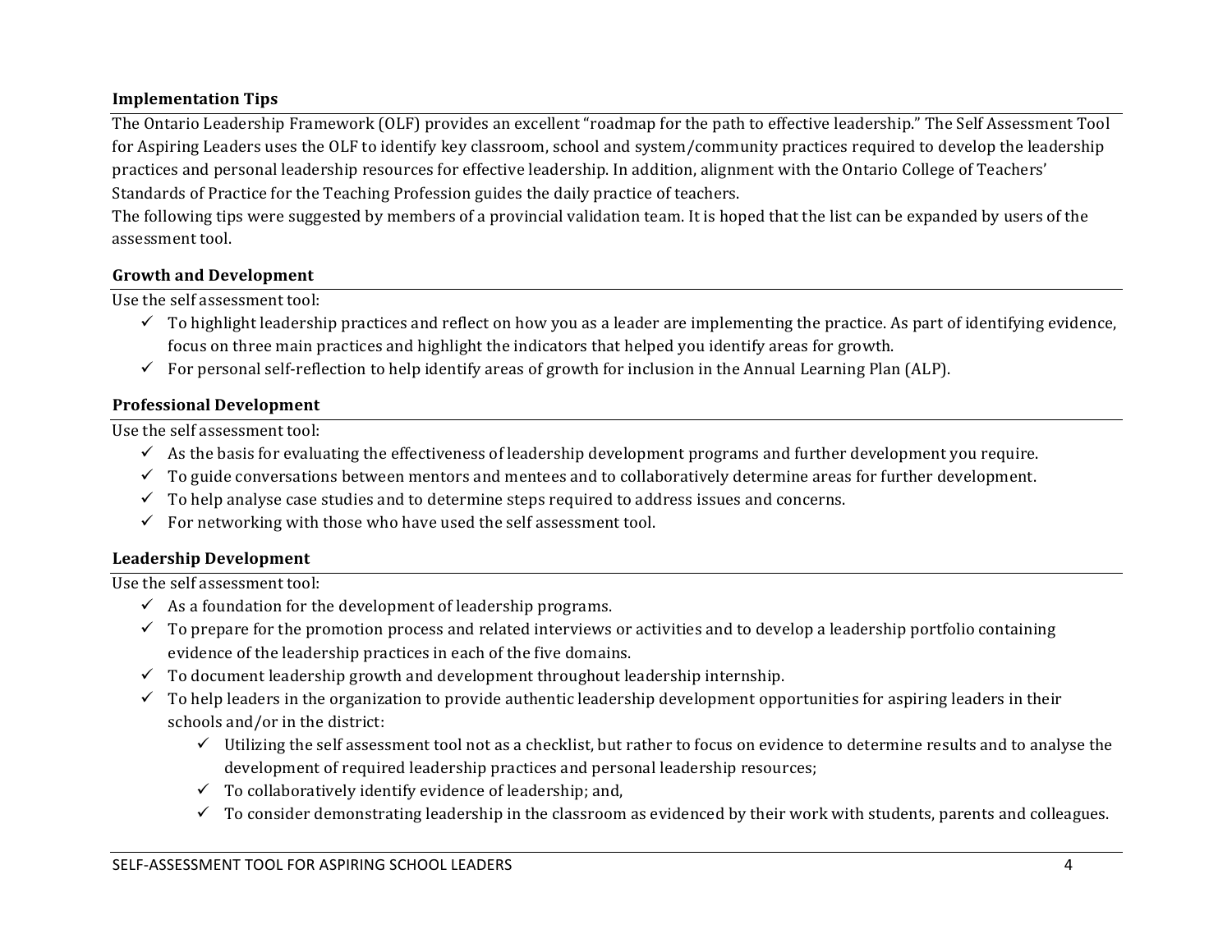## Implementation Tips

The Ontario Leadership Framework (OLF) provides an excellent "roadmap for the path to effective leadership." The Self Assessment Tool for Aspiring Leaders uses the OLF to identify key classroom, school and system/community practices required to develop the leadership practices and personal leadership resources for effective leadership. In addition, alignment with the Ontario College of Teachers' Standards of Practice for the Teaching Profession guides the daily practice of teachers.

The following tips were suggested by members of a provincial validation team. It is hoped that the list can be expanded by users of the assessment tool.

### Growth and Development

Use the self assessment tool:

- ✓ To highlight leadership practices and reflect on how you as a leader are implementing the practice. As part of identifying evidence, focus on three main practices and highlight the indicators that helped you identify areas for growth.
- ✓ For personal self-reflection to help identify areas of growth for inclusion in the Annual Learning Plan (ALP).

### Professional Development

Use the self assessment tool:

- ✓ As the basis for evaluating the effectiveness of leadership development programs and further development you require.
- ✓ To guide conversations between mentors and mentees and to collaboratively determine areas for further development.
- ✓ To help analyse case studies and to determine steps required to address issues and concerns.
- ✓ For networking with those who have used the self assessment tool.

### Leadership Development

Use the self assessment tool:

- ✓ As a foundation for the development of leadership programs.
- ✓ To prepare for the promotion process and related interviews or activities and to develop a leadership portfolio containing evidence of the leadership practices in each of the five domains.
- ✓ To document leadership growth and development throughout leadership internship.
- ✓ To help leaders in the organization to provide authentic leadership development opportunities for aspiring leaders in their schools and/or in the district:
  - ✓ Utilizing the self assessment tool not as a checklist, but rather to focus on evidence to determine results and to analyse the development of required leadership practices and personal leadership resources;
  - ✓ To collaboratively identify evidence of leadership; and,
  - ✓ To consider demonstrating leadership in the classroom as evidenced by their work with students, parents and colleagues.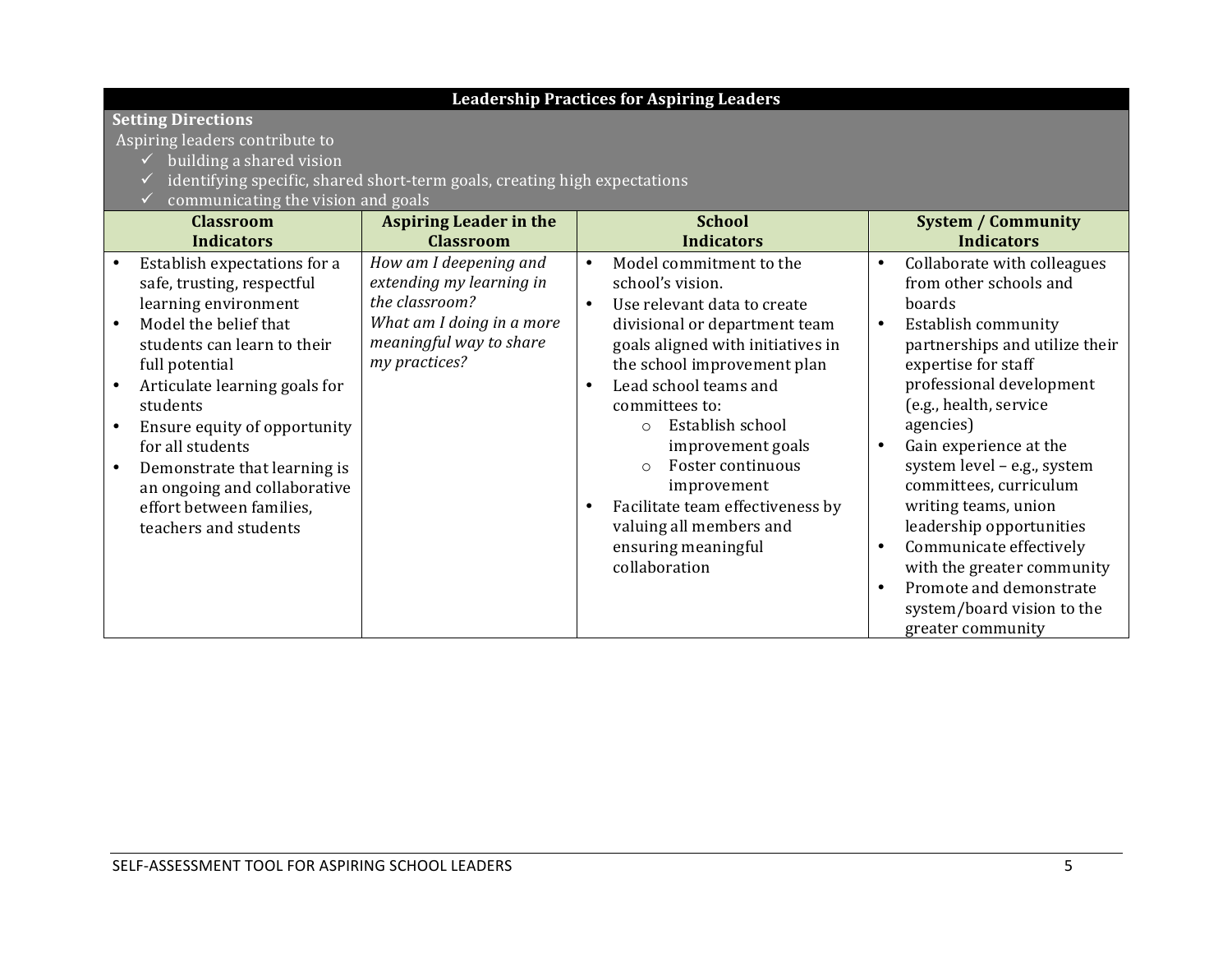| Leadership Practices for Aspiring Leaders | | | |
|---|---|---|---|
| **Setting Directions**<br>Aspiring leaders contribute to<br>✓ building a shared vision<br>✓ identifying specific, shared short-term goals, creating high expectations<br>✓ communicating the vision and goals | | | |
| **Classroom Indicators** | **Aspiring Leader in the Classroom** | **School Indicators** | **System / Community Indicators** |
| • Establish expectations for a safe, trusting, respectful learning environment<br>• Model the belief that students can learn to their full potential<br>• Articulate learning goals for students<br>• Ensure equity of opportunity for all students<br>• Demonstrate that learning is an ongoing and collaborative effort between families, teachers and students | *How am I deepening and extending my learning in the classroom?*<br>*What am I doing in a more meaningful way to share my practices?* | • Model commitment to the school's vision.<br>• Use relevant data to create divisional or department team goals aligned with initiatives in the school improvement plan<br>• Lead school teams and committees to:<br>  ○ Establish school improvement goals<br>  ○ Foster continuous improvement<br>• Facilitate team effectiveness by valuing all members and ensuring meaningful collaboration | • Collaborate with colleagues from other schools and boards<br>• Establish community partnerships and utilize their expertise for staff professional development (e.g., health, service agencies)<br>• Gain experience at the system level – e.g., system committees, curriculum writing teams, union leadership opportunities<br>• Communicate effectively with the greater community<br>• Promote and demonstrate system/board vision to the greater community |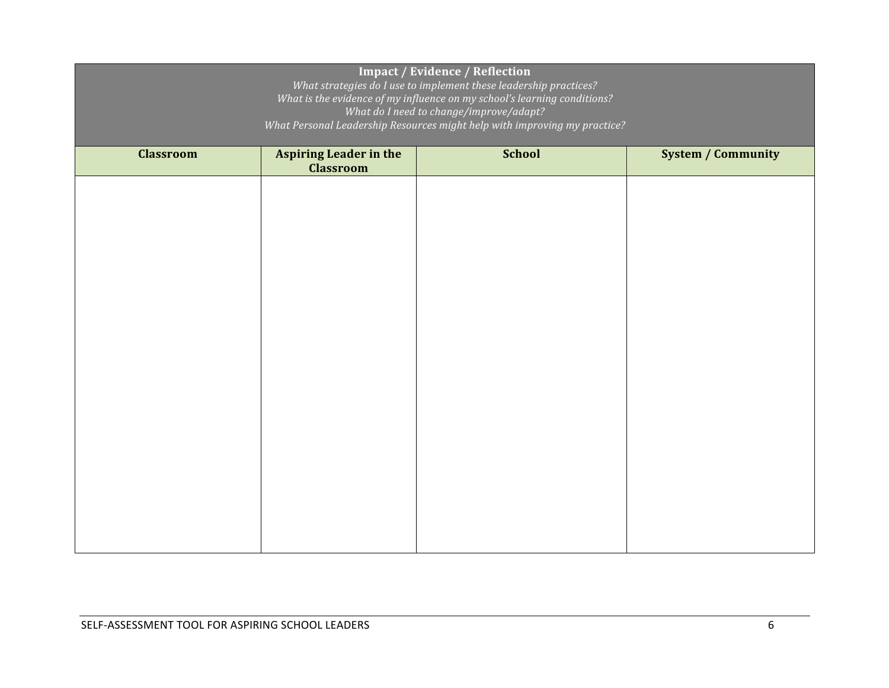| **Impact / Evidence / Reflection**<br>*What strategies do I use to implement these leadership practices?*<br>*What is the evidence of my influence on my school's learning conditions?*<br>*What do I need to change/improve/adapt?*<br>*What Personal Leadership Resources might help with improving my practice?* | | | |
|---|---|---|---|
| **Classroom** | **Aspiring Leader in the Classroom** | **School** | **System / Community** |
| | | | |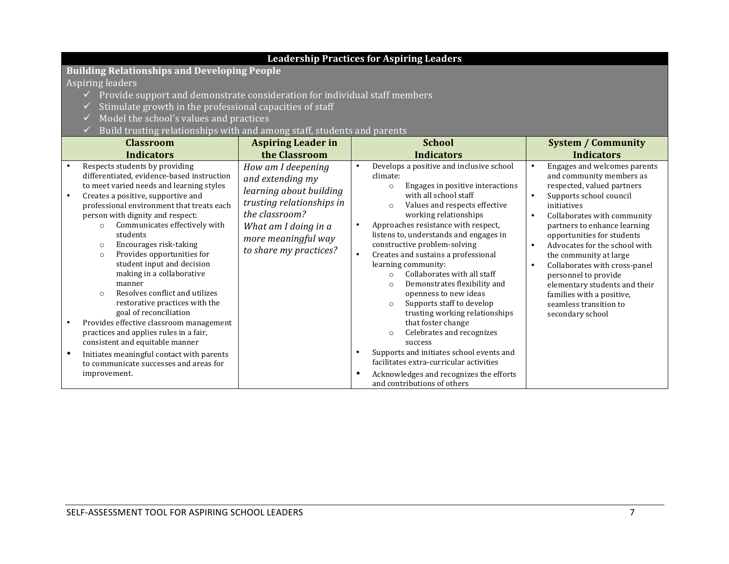## Leadership Practices for Aspiring Leaders

### Building Relationships and Developing People

Aspiring leaders

- ✓ Provide support and demonstrate consideration for individual staff members
- ✓ Stimulate growth in the professional capacities of staff
- ✓ Model the school's values and practices
- ✓ Build trusting relationships with and among staff, students and parents

| Classroom Indicators | Aspiring Leader in the Classroom | School Indicators | System / Community Indicators |
|---|---|---|---|
| • Respects students by providing differentiated, evidence-based instruction to meet varied needs and learning styles<br>• Creates a positive, supportive and professional environment that treats each person with dignity and respect:<br>&nbsp;&nbsp;○ Communicates effectively with students<br>&nbsp;&nbsp;○ Encourages risk-taking<br>&nbsp;&nbsp;○ Provides opportunities for student input and decision making in a collaborative manner<br>&nbsp;&nbsp;○ Resolves conflict and utilizes restorative practices with the goal of reconciliation<br>• Provides effective classroom management practices and applies rules in a fair, consistent and equitable manner<br>• Initiates meaningful contact with parents to communicate successes and areas for improvement. | *How am I deepening and extending my learning about building trusting relationships in the classroom?*<br>*What am I doing in a more meaningful way to share my practices?* | • Develops a positive and inclusive school climate:<br>&nbsp;&nbsp;○ Engages in positive interactions with all school staff<br>&nbsp;&nbsp;○ Values and respects effective working relationships<br>• Approaches resistance with respect, listens to, understands and engages in constructive problem-solving<br>• Creates and sustains a professional learning community:<br>&nbsp;&nbsp;○ Collaborates with all staff<br>&nbsp;&nbsp;○ Demonstrates flexibility and openness to new ideas<br>&nbsp;&nbsp;○ Supports staff to develop trusting working relationships that foster change<br>&nbsp;&nbsp;○ Celebrates and recognizes success<br>• Supports and initiates school events and facilitates extra-curricular activities<br>• Acknowledges and recognizes the efforts and contributions of others | • Engages and welcomes parents and community members as respected, valued partners<br>• Supports school council initiatives<br>• Collaborates with community partners to enhance learning opportunities for students<br>• Advocates for the school with the community at large<br>• Collaborates with cross-panel personnel to provide elementary students and their families with a positive, seamless transition to secondary school |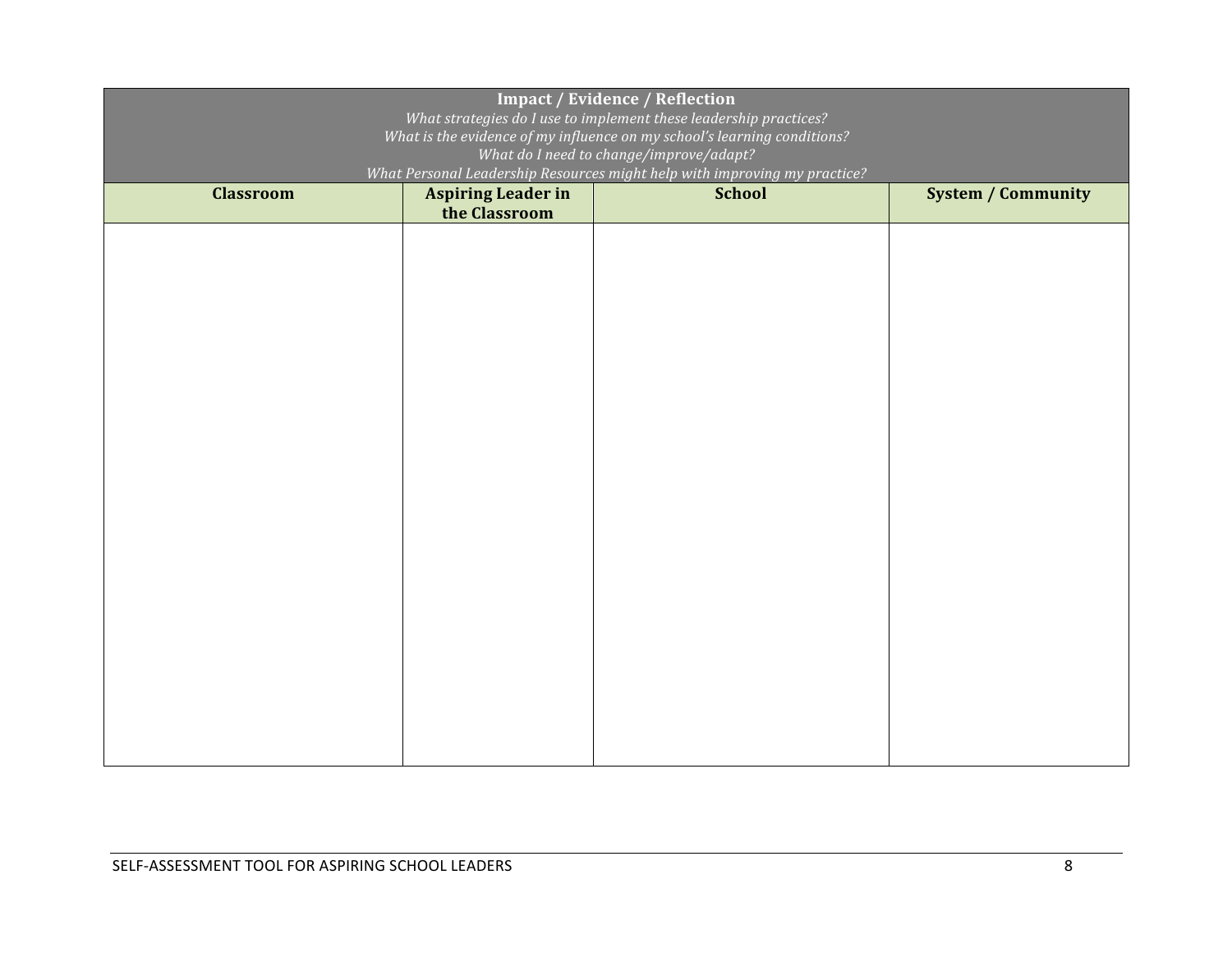| **Impact / Evidence / Reflection**<br>*What strategies do I use to implement these leadership practices?*<br>*What is the evidence of my influence on my school's learning conditions?*<br>*What do I need to change/improve/adapt?*<br>*What Personal Leadership Resources might help with improving my practice?* | | | |
|---|---|---|---|
| **Classroom** | **Aspiring Leader in the Classroom** | **School** | **System / Community** |
| | | | |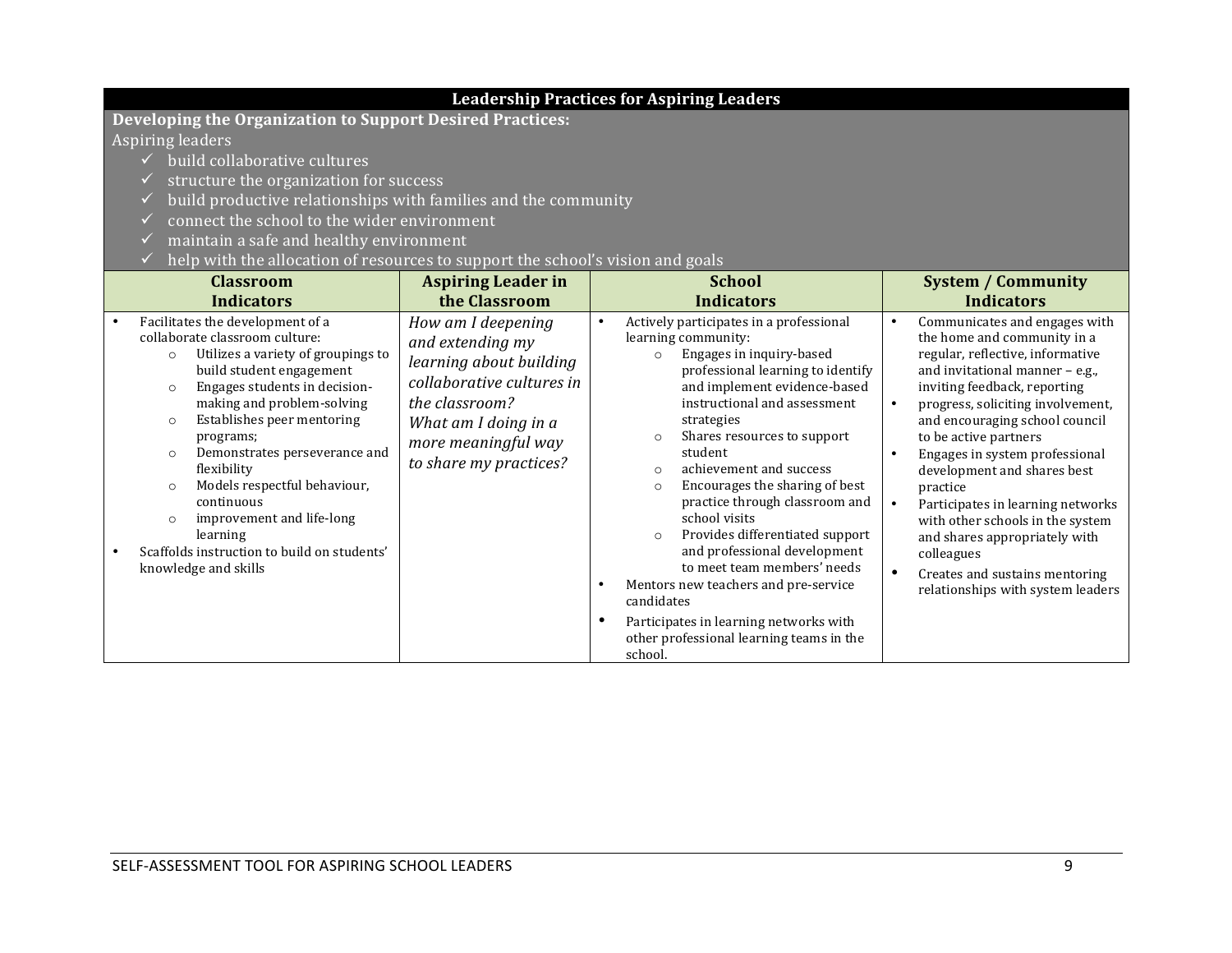| **Leadership Practices for Aspiring Leaders** | | | |
|---|---|---|---|
| **Developing the Organization to Support Desired Practices:**<br>Aspiring leaders<br>✓ build collaborative cultures<br>✓ structure the organization for success<br>✓ build productive relationships with families and the community<br>✓ connect the school to the wider environment<br>✓ maintain a safe and healthy environment<br>✓ help with the allocation of resources to support the school's vision and goals | | | |
| **Classroom Indicators** | **Aspiring Leader in the Classroom** | **School Indicators** | **System / Community Indicators** |
| • Facilitates the development of a collaborate classroom culture:<br>○ Utilizes a variety of groupings to build student engagement<br>○ Engages students in decision-making and problem-solving<br>○ Establishes peer mentoring programs;<br>○ Demonstrates perseverance and flexibility<br>○ Models respectful behaviour, continuous<br>○ improvement and life-long learning<br>• Scaffolds instruction to build on students' knowledge and skills | *How am I deepening and extending my learning about building collaborative cultures in the classroom?*<br>*What am I doing in a more meaningful way to share my practices?* | • Actively participates in a professional learning community:<br>○ Engages in inquiry-based professional learning to identify and implement evidence-based instructional and assessment strategies<br>○ Shares resources to support student<br>○ achievement and success<br>○ Encourages the sharing of best practice through classroom and school visits<br>○ Provides differentiated support and professional development to meet team members' needs<br>• Mentors new teachers and pre-service candidates<br>• Participates in learning networks with other professional learning teams in the school. | • Communicates and engages with the home and community in a regular, reflective, informative and invitational manner – e.g., inviting feedback, reporting<br>• progress, soliciting involvement, and encouraging school council to be active partners<br>• Engages in system professional development and shares best practice<br>• Participates in learning networks with other schools in the system and shares appropriately with colleagues<br>• Creates and sustains mentoring relationships with system leaders |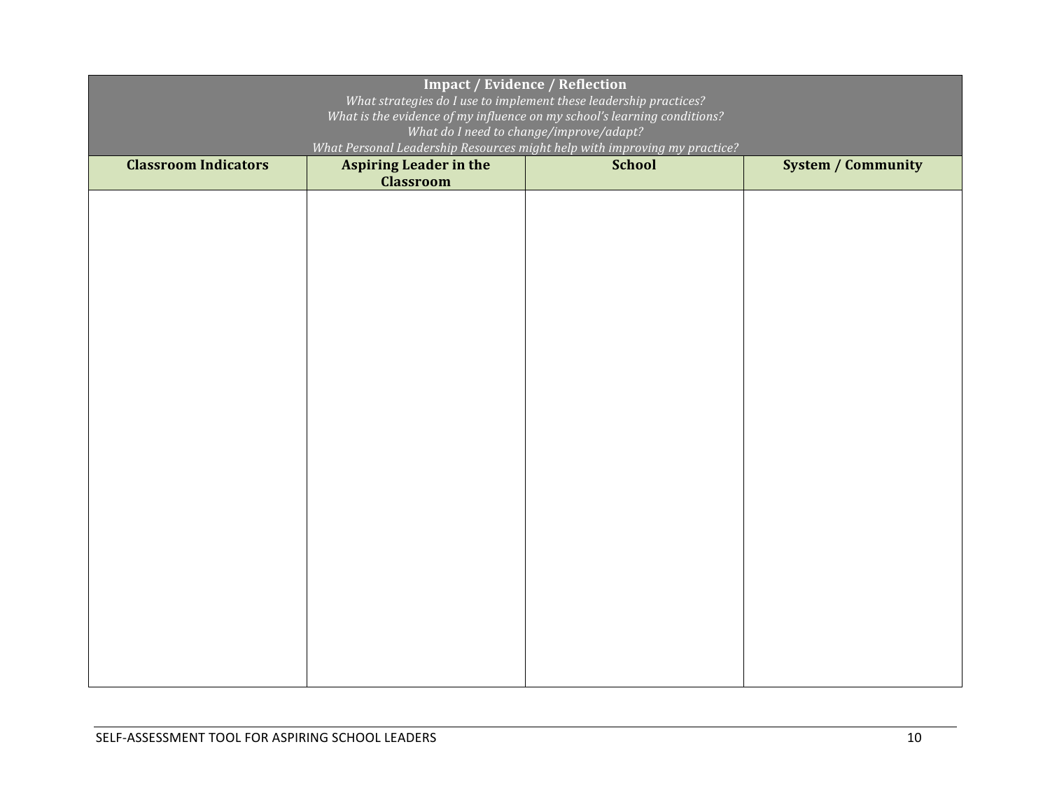| **Impact / Evidence / Reflection**<br>*What strategies do I use to implement these leadership practices?*<br>*What is the evidence of my influence on my school's learning conditions?*<br>*What do I need to change/improve/adapt?*<br>*What Personal Leadership Resources might help with improving my practice?* | | | |
|---|---|---|---|
| **Classroom Indicators** | **Aspiring Leader in the Classroom** | **School** | **System / Community** |
| | | | |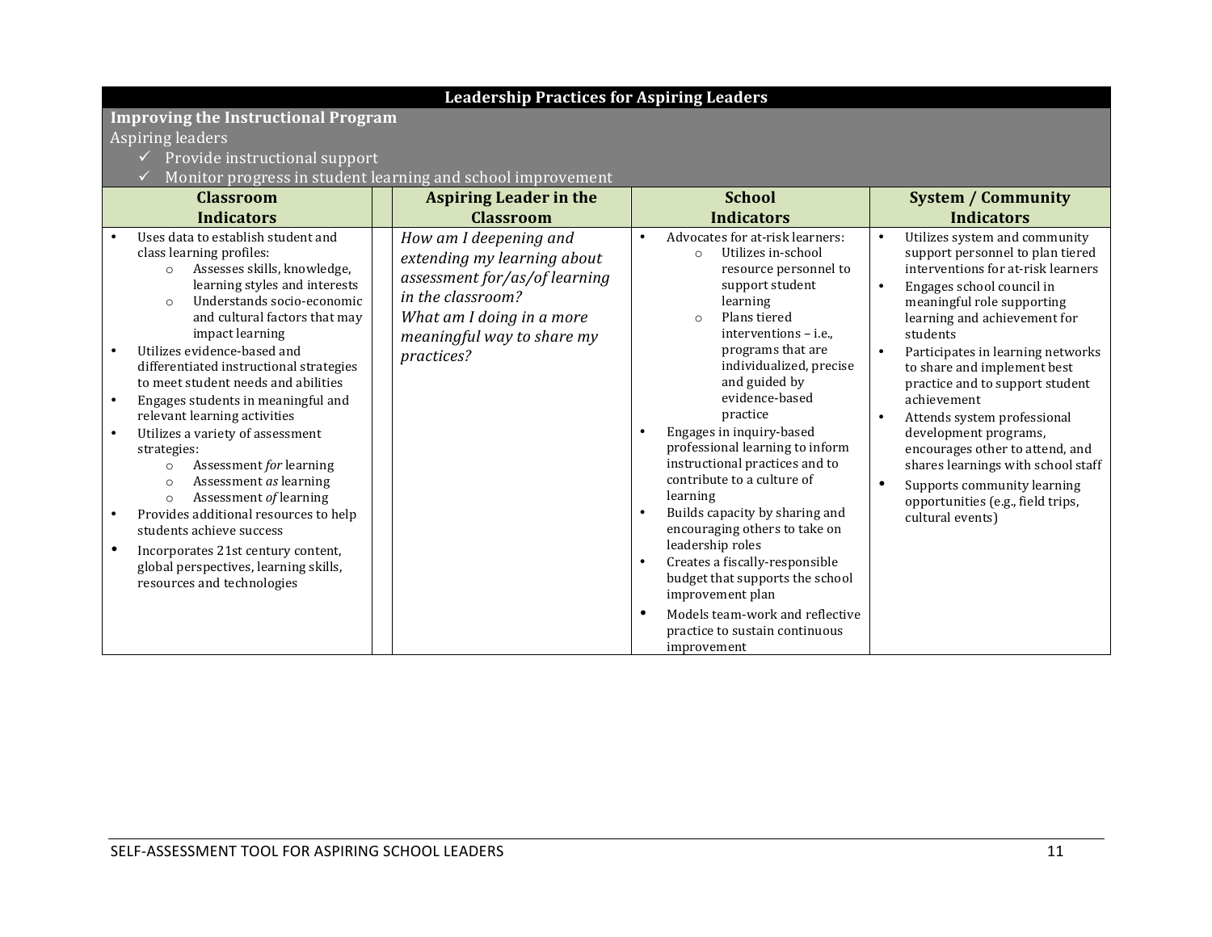## Leadership Practices for Aspiring Leaders

### Improving the Instructional Program

Aspiring leaders

- ✓ Provide instructional support
- ✓ Monitor progress in student learning and school improvement

| Classroom Indicators | | Aspiring Leader in the Classroom | School Indicators | System / Community Indicators |
|---|---|---|---|---|
| • Uses data to establish student and class learning profiles:<br>○ Assesses skills, knowledge, learning styles and interests<br>○ Understands socio-economic and cultural factors that may impact learning<br>• Utilizes evidence-based and differentiated instructional strategies to meet student needs and abilities<br>• Engages students in meaningful and relevant learning activities<br>• Utilizes a variety of assessment strategies:<br>○ Assessment *for* learning<br>○ Assessment *as* learning<br>○ Assessment *of* learning<br>• Provides additional resources to help students achieve success<br>• Incorporates 21st century content, global perspectives, learning skills, resources and technologies | | *How am I deepening and extending my learning about assessment for/as/of learning in the classroom?*<br>*What am I doing in a more meaningful way to share my practices?* | • Advocates for at-risk learners:<br>○ Utilizes in-school resource personnel to support student learning<br>○ Plans tiered interventions – i.e., programs that are individualized, precise and guided by evidence-based practice<br>• Engages in inquiry-based professional learning to inform instructional practices and to contribute to a culture of learning<br>• Builds capacity by sharing and encouraging others to take on leadership roles<br>• Creates a fiscally-responsible budget that supports the school improvement plan<br>• Models team-work and reflective practice to sustain continuous improvement | • Utilizes system and community support personnel to plan tiered interventions for at-risk learners<br>• Engages school council in meaningful role supporting learning and achievement for students<br>• Participates in learning networks to share and implement best practice and to support student achievement<br>• Attends system professional development programs, encourages other to attend, and shares learnings with school staff<br>• Supports community learning opportunities (e.g., field trips, cultural events) |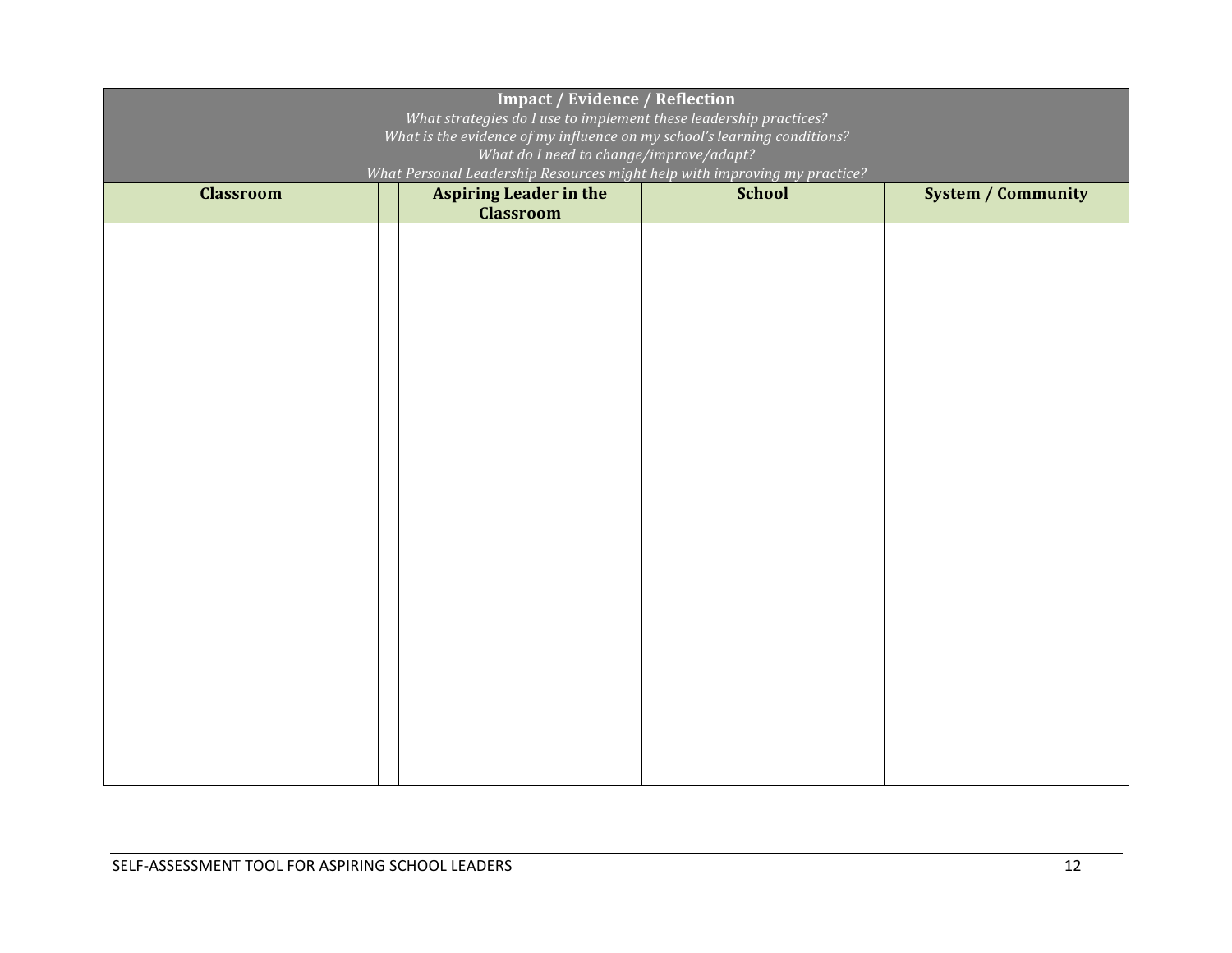| **Impact / Evidence / Reflection**<br>*What strategies do I use to implement these leadership practices?*<br>*What is the evidence of my influence on my school's learning conditions?*<br>*What do I need to change/improve/adapt?*<br>*What Personal Leadership Resources might help with improving my practice?* | | | | |
|---|---|---|---|---|
| **Classroom** | | **Aspiring Leader in the Classroom** | **School** | **System / Community** |
| | | | | |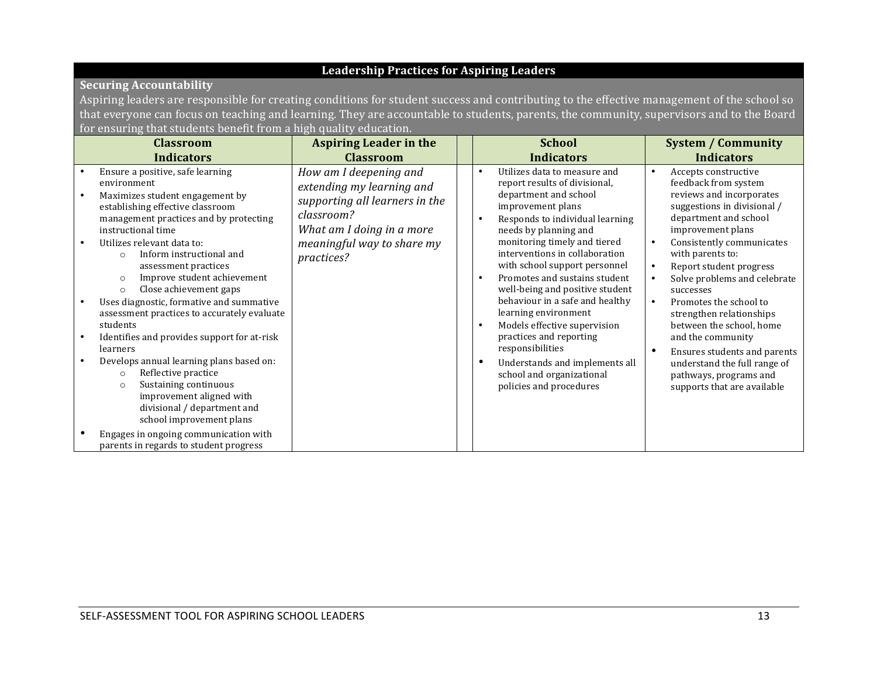## Leadership Practices for Aspiring Leaders

**Securing Accountability**

Aspiring leaders are responsible for creating conditions for student success and contributing to the effective management of the school so that everyone can focus on teaching and learning. They are accountable to students, parents, the community, supervisors and to the Board for ensuring that students benefit from a high quality education.

| Classroom Indicators | Aspiring Leader in the Classroom | | School Indicators | System / Community Indicators |
|---|---|---|---|---|
| • Ensure a positive, safe learning environment<br>• Maximizes student engagement by establishing effective classroom management practices and by protecting instructional time<br>• Utilizes relevant data to:<br>  ○ Inform instructional and assessment practices<br>  ○ Improve student achievement<br>  ○ Close achievement gaps<br>• Uses diagnostic, formative and summative assessment practices to accurately evaluate students<br>• Identifies and provides support for at-risk learners<br>• Develops annual learning plans based on:<br>  ○ Reflective practice<br>  ○ Sustaining continuous improvement aligned with divisional / department and school improvement plans<br>• Engages in ongoing communication with parents in regards to student progress | *How am I deepening and extending my learning and supporting all learners in the classroom?*<br>*What am I doing in a more meaningful way to share my practices?* | | • Utilizes data to measure and report results of divisional, department and school improvement plans<br>• Responds to individual learning needs by planning and monitoring timely and tiered interventions in collaboration with school support personnel<br>• Promotes and sustains student well-being and positive student behaviour in a safe and healthy learning environment<br>• Models effective supervision practices and reporting responsibilities<br>• Understands and implements all school and organizational policies and procedures | • Accepts constructive feedback from system reviews and incorporates suggestions in divisional / department and school improvement plans<br>• Consistently communicates with parents to:<br>• Report student progress<br>• Solve problems and celebrate successes<br>• Promotes the school to strengthen relationships between the school, home and the community<br>• Ensures students and parents understand the full range of pathways, programs and supports that are available |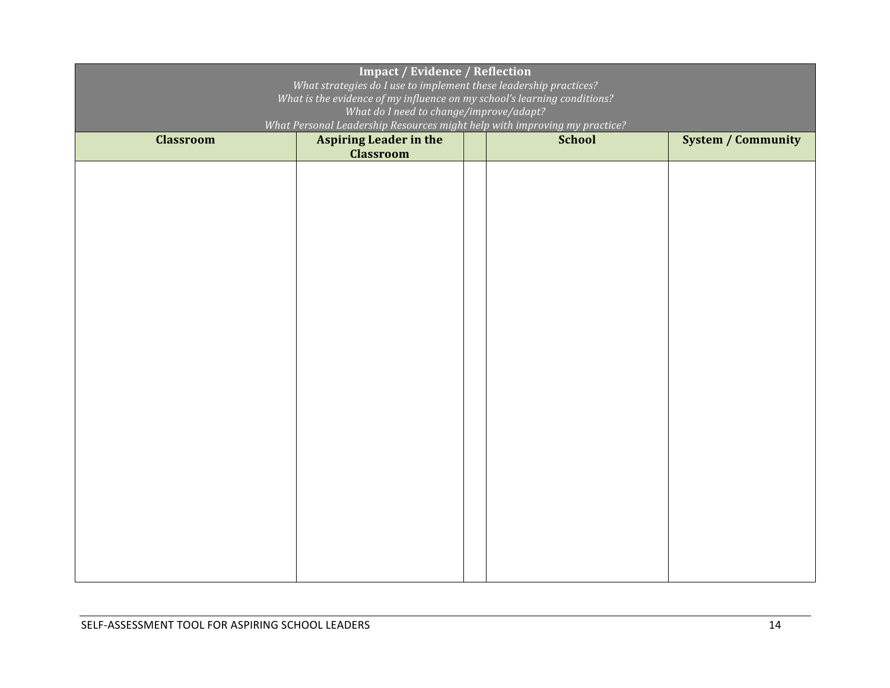| **Impact / Evidence / Reflection**<br>*What strategies do I use to implement these leadership practices?*<br>*What is the evidence of my influence on my school's learning conditions?*<br>*What do I need to change/improve/adapt?*<br>*What Personal Leadership Resources might help with improving my practice?* | | | | |
|---|---|---|---|---|
| **Classroom** | **Aspiring Leader in the Classroom** | | **School** | **System / Community** |
| | | | | |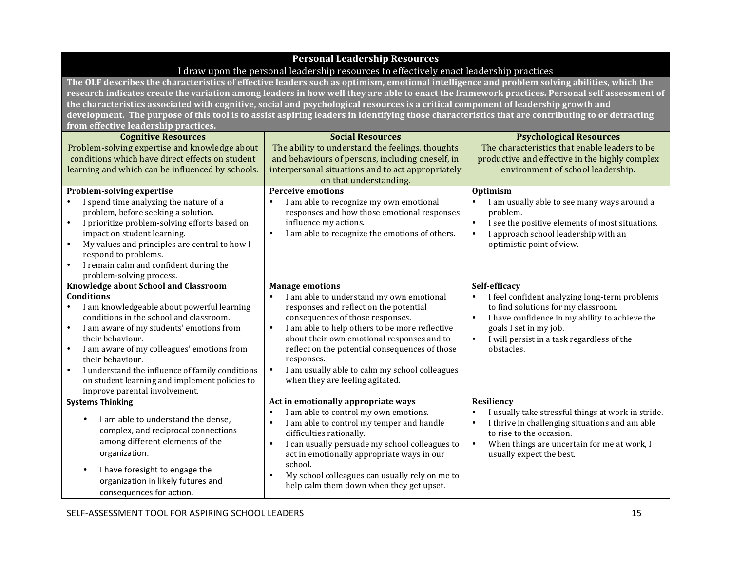| Personal Leadership Resources<br>I draw upon the personal leadership resources to effectively enact leadership practices | | |
|---|---|---|
| **The OLF describes the characteristics of effective leaders such as optimism, emotional intelligence and problem solving abilities, which the research indicates create the variation among leaders in how well they are able to enact the framework practices. Personal self assessment of the characteristics associated with cognitive, social and psychological resources is a critical component of leadership growth and development. The purpose of this tool is to assist aspiring leaders in identifying those characteristics that are contributing to or detracting from effective leadership practices.** | | |
| **Cognitive Resources**<br>Problem-solving expertise and knowledge about conditions which have direct effects on student learning and which can be influenced by schools. | **Social Resources**<br>The ability to understand the feelings, thoughts and behaviours of persons, including oneself, in interpersonal situations and to act appropriately on that understanding. | **Psychological Resources**<br>The characteristics that enable leaders to be productive and effective in the highly complex environment of school leadership. |
| **Problem-solving expertise**<br>• I spend time analyzing the nature of a problem, before seeking a solution.<br>• I prioritize problem-solving efforts based on impact on student learning.<br>• My values and principles are central to how I respond to problems.<br>• I remain calm and confident during the problem-solving process. | **Perceive emotions**<br>• I am able to recognize my own emotional responses and how those emotional responses influence my actions.<br>• I am able to recognize the emotions of others. | **Optimism**<br>• I am usually able to see many ways around a problem.<br>• I see the positive elements of most situations.<br>• I approach school leadership with an optimistic point of view. |
| **Knowledge about School and Classroom Conditions**<br>• I am knowledgeable about powerful learning conditions in the school and classroom.<br>• I am aware of my students' emotions from their behaviour.<br>• I am aware of my colleagues' emotions from their behaviour.<br>• I understand the influence of family conditions on student learning and implement policies to improve parental involvement. | **Manage emotions**<br>• I am able to understand my own emotional responses and reflect on the potential consequences of those responses.<br>• I am able to help others to be more reflective about their own emotional responses and to reflect on the potential consequences of those responses.<br>• I am usually able to calm my school colleagues when they are feeling agitated. | **Self-efficacy**<br>• I feel confident analyzing long-term problems to find solutions for my classroom.<br>• I have confidence in my ability to achieve the goals I set in my job.<br>• I will persist in a task regardless of the obstacles. |
| **Systems Thinking**<br>• I am able to understand the dense, complex, and reciprocal connections among different elements of the organization.<br>• I have foresight to engage the organization in likely futures and consequences for action. | **Act in emotionally appropriate ways**<br>• I am able to control my own emotions.<br>• I am able to control my temper and handle difficulties rationally.<br>• I can usually persuade my school colleagues to act in emotionally appropriate ways in our school.<br>• My school colleagues can usually rely on me to help calm them down when they get upset. | **Resiliency**<br>• I usually take stressful things at work in stride.<br>• I thrive in challenging situations and am able to rise to the occasion.<br>• When things are uncertain for me at work, I usually expect the best. |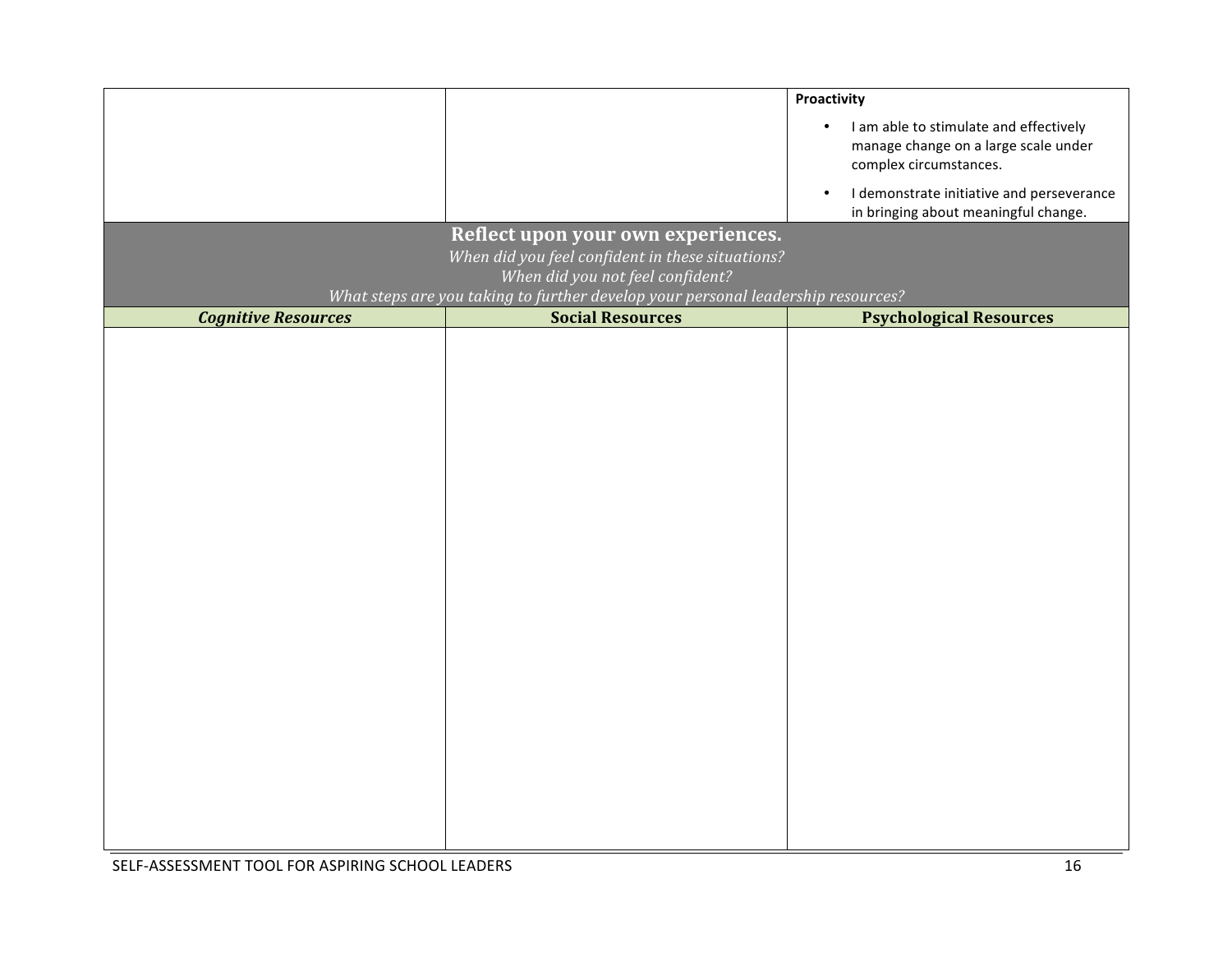| | | **Proactivity**<br>• I am able to stimulate and effectively manage change on a large scale under complex circumstances.<br>• I demonstrate initiative and perseverance in bringing about meaningful change. |
|---|---|---|

**Reflect upon your own experiences.**

*When did you feel confident in these situations?*
*When did you not feel confident?*
*What steps are you taking to further develop your personal leadership resources?*

| ***Cognitive Resources*** | **Social Resources** | **Psychological Resources** |
|---|---|---|
| | | |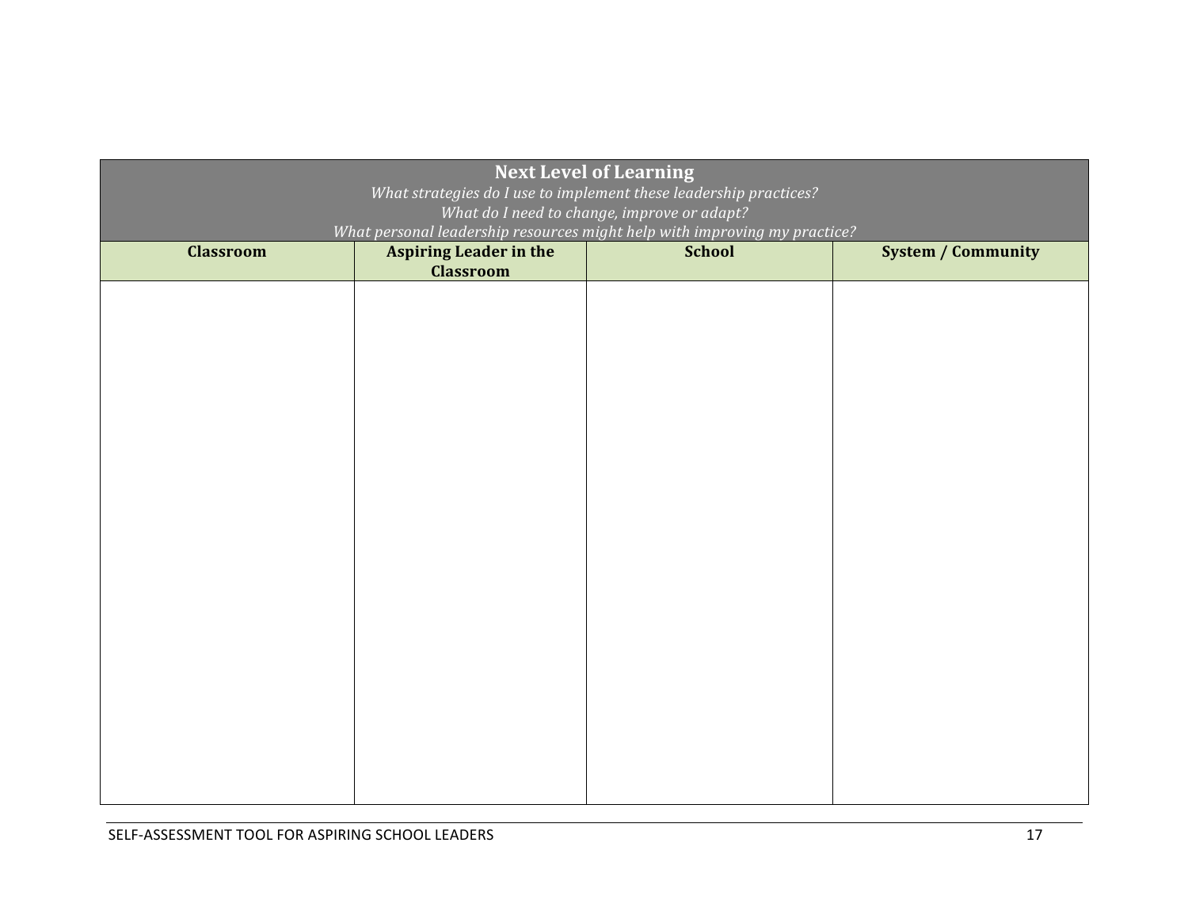| **Next Level of Learning**<br>*What strategies do I use to implement these leadership practices?*<br>*What do I need to change, improve or adapt?*<br>*What personal leadership resources might help with improving my practice?* | | | |
|---|---|---|---|
| **Classroom** | **Aspiring Leader in the Classroom** | **School** | **System / Community** |
| | | | |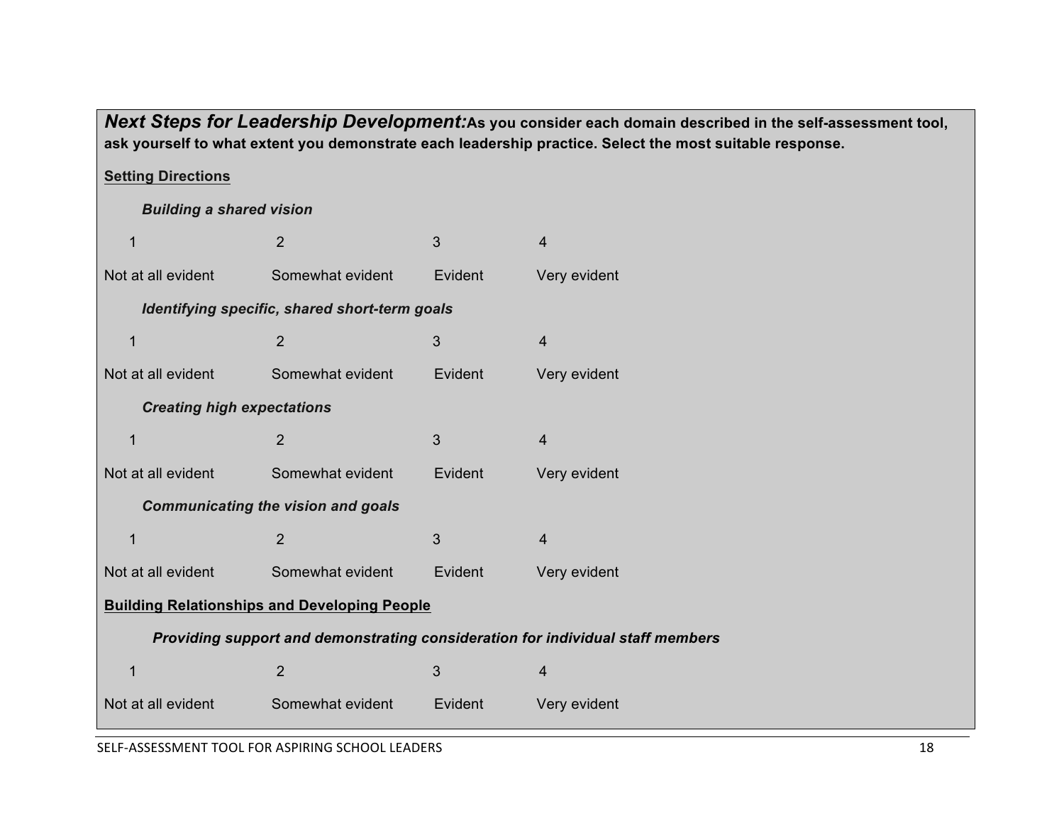***Next Steps for Leadership Development:*** **As you consider each domain described in the self-assessment tool, ask yourself to what extent you demonstrate each leadership practice. Select the most suitable response.**

**Setting Directions**

***Building a shared vision***

| 1 | 2 | 3 | 4 |
|---|---|---|---|
| Not at all evident | Somewhat evident | Evident | Very evident |

***Identifying specific, shared short-term goals***

| 1 | 2 | 3 | 4 |
|---|---|---|---|
| Not at all evident | Somewhat evident | Evident | Very evident |

***Creating high expectations***

| 1 | 2 | 3 | 4 |
|---|---|---|---|
| Not at all evident | Somewhat evident | Evident | Very evident |

***Communicating the vision and goals***

| 1 | 2 | 3 | 4 |
|---|---|---|---|
| Not at all evident | Somewhat evident | Evident | Very evident |

**Building Relationships and Developing People**

***Providing support and demonstrating consideration for individual staff members***

| 1 | 2 | 3 | 4 |
|---|---|---|---|
| Not at all evident | Somewhat evident | Evident | Very evident |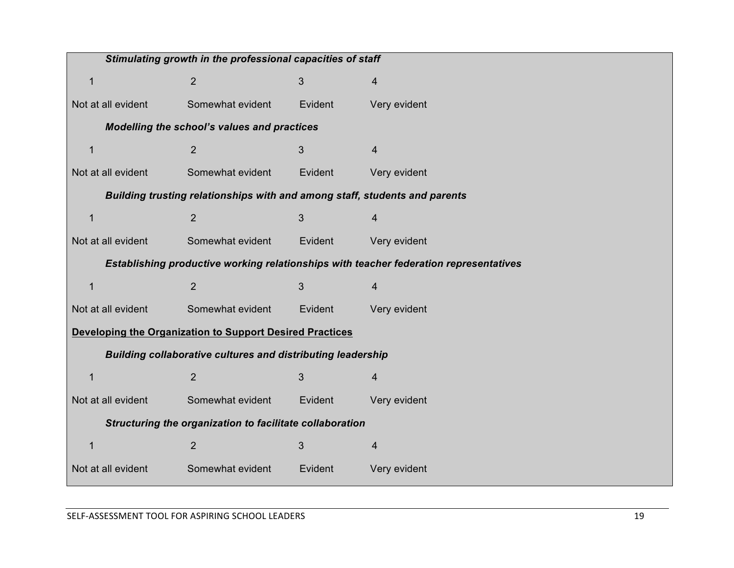***Stimulating growth in the professional capacities of staff***

| 1 | 2 | 3 | 4 |
|---|---|---|---|
| Not at all evident | Somewhat evident | Evident | Very evident |

***Modelling the school's values and practices***

| 1 | 2 | 3 | 4 |
|---|---|---|---|
| Not at all evident | Somewhat evident | Evident | Very evident |

***Building trusting relationships with and among staff, students and parents***

| 1 | 2 | 3 | 4 |
|---|---|---|---|
| Not at all evident | Somewhat evident | Evident | Very evident |

***Establishing productive working relationships with teacher federation representatives***

| 1 | 2 | 3 | 4 |
|---|---|---|---|
| Not at all evident | Somewhat evident | Evident | Very evident |

<u>**Developing the Organization to Support Desired Practices**</u>

***Building collaborative cultures and distributing leadership***

| 1 | 2 | 3 | 4 |
|---|---|---|---|
| Not at all evident | Somewhat evident | Evident | Very evident |

***Structuring the organization to facilitate collaboration***

| 1 | 2 | 3 | 4 |
|---|---|---|---|
| Not at all evident | Somewhat evident | Evident | Very evident |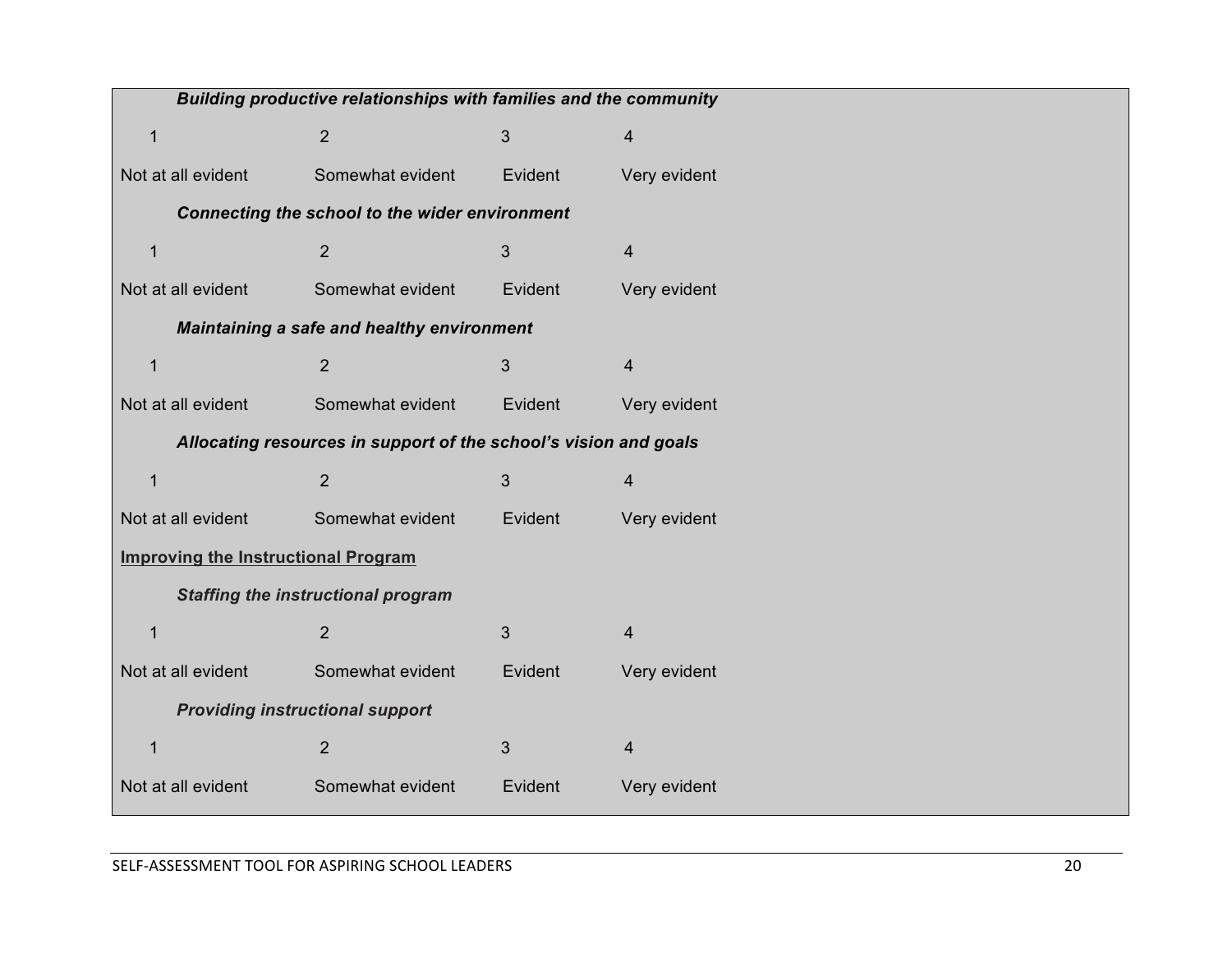***Building productive relationships with families and the community***

| 1 | 2 | 3 | 4 |
|---|---|---|---|
| Not at all evident | Somewhat evident | Evident | Very evident |

***Connecting the school to the wider environment***

| 1 | 2 | 3 | 4 |
|---|---|---|---|
| Not at all evident | Somewhat evident | Evident | Very evident |

***Maintaining a safe and healthy environment***

| 1 | 2 | 3 | 4 |
|---|---|---|---|
| Not at all evident | Somewhat evident | Evident | Very evident |

***Allocating resources in support of the school's vision and goals***

| 1 | 2 | 3 | 4 |
|---|---|---|---|
| Not at all evident | Somewhat evident | Evident | Very evident |

**<u>Improving the Instructional Program</u>**

***Staffing the instructional program***

| 1 | 2 | 3 | 4 |
|---|---|---|---|
| Not at all evident | Somewhat evident | Evident | Very evident |

***Providing instructional support***

| 1 | 2 | 3 | 4 |
|---|---|---|---|
| Not at all evident | Somewhat evident | Evident | Very evident |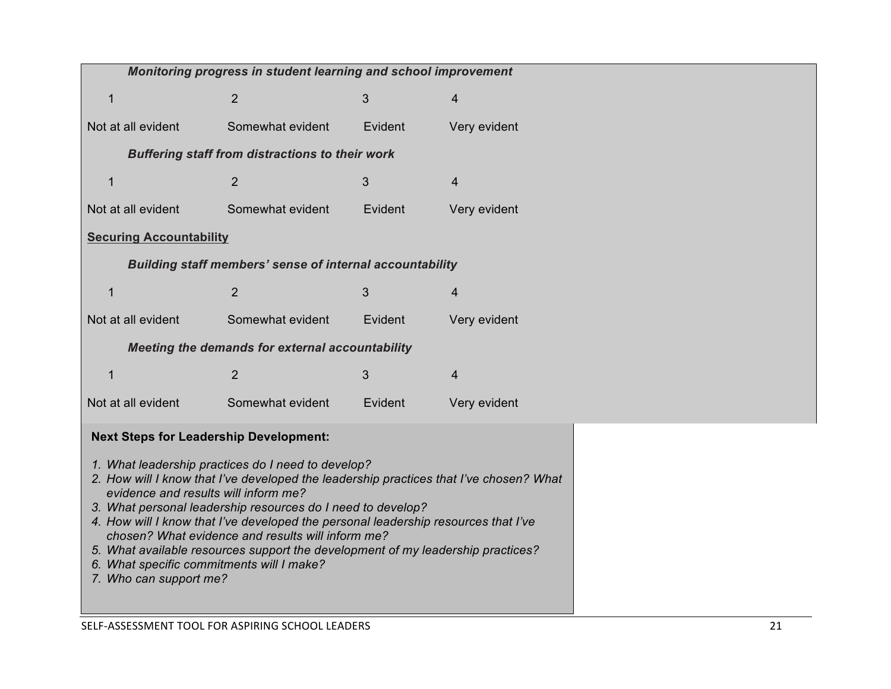***Monitoring progress in student learning and school improvement***

| 1 | 2 | 3 | 4 |
|---|---|---|---|
| Not at all evident | Somewhat evident | Evident | Very evident |

***Buffering staff from distractions to their work***

| 1 | 2 | 3 | 4 |
|---|---|---|---|
| Not at all evident | Somewhat evident | Evident | Very evident |

**Securing Accountability**

***Building staff members' sense of internal accountability***

| 1 | 2 | 3 | 4 |
|---|---|---|---|
| Not at all evident | Somewhat evident | Evident | Very evident |

***Meeting the demands for external accountability***

| 1 | 2 | 3 | 4 |
|---|---|---|---|
| Not at all evident | Somewhat evident | Evident | Very evident |

**Next Steps for Leadership Development:**

1. *What leadership practices do I need to develop?*
2. *How will I know that I've developed the leadership practices that I've chosen? What evidence and results will inform me?*
3. *What personal leadership resources do I need to develop?*
4. *How will I know that I've developed the personal leadership resources that I've chosen? What evidence and results will inform me?*
5. *What available resources support the development of my leadership practices?*
6. *What specific commitments will I make?*
7. *Who can support me?*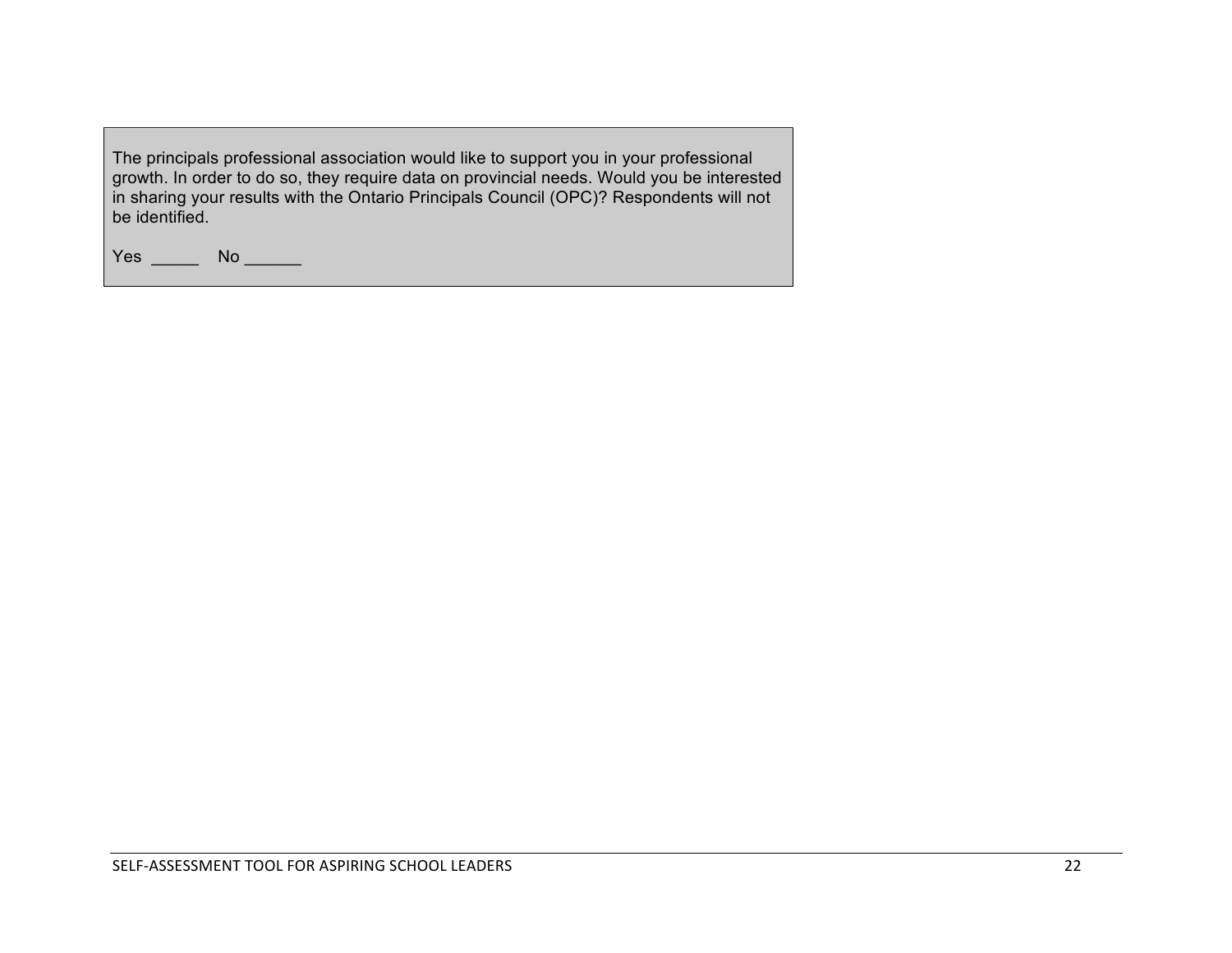The principals professional association would like to support you in your professional growth. In order to do so, they require data on provincial needs. Would you be interested in sharing your results with the Ontario Principals Council (OPC)? Respondents will not be identified.

Yes _____ No ______